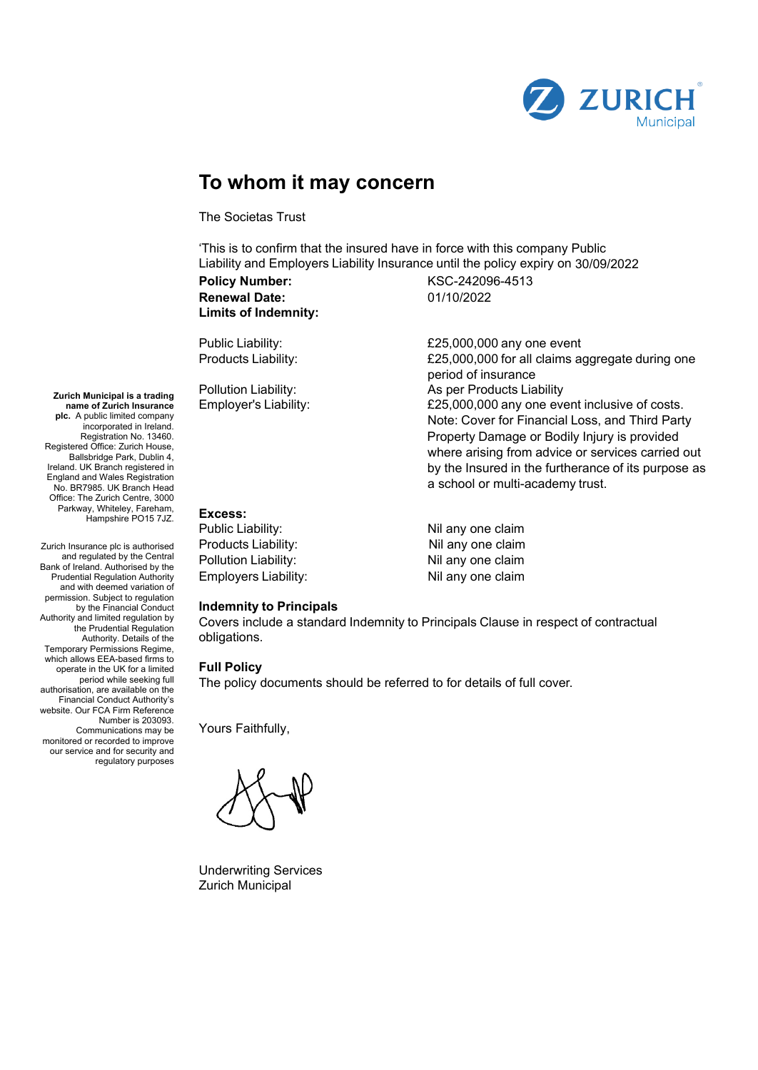# To whom it may concern

The Societas Trust

'This is to confirm that the insured have in force with this company Public Liability and Employers Liability Insurance until the policy expiry on 30/09/2022

| | |
|---|---|
| **Policy Number:** | KSC-242096-4513 |
| **Renewal Date:** | 01/10/2022 |
| **Limits of Indemnity:** | |
| Public Liability: | £25,000,000 any one event |
| Products Liability: | £25,000,000 for all claims aggregate during one period of insurance |
| Pollution Liability: | As per Products Liability |
| Employer's Liability: | £25,000,000 any one event inclusive of costs. Note: Cover for Financial Loss, and Third Party Property Damage or Bodily Injury is provided where arising from advice or services carried out by the Insured in the furtherance of its purpose as a school or multi-academy trust. |

**Excess:**

| | |
|---|---|
| Public Liability: | Nil any one claim |
| Products Liability: | Nil any one claim |
| Pollution Liability: | Nil any one claim |
| Employers Liability: | Nil any one claim |

**Indemnity to Principals**

Covers include a standard Indemnity to Principals Clause in respect of contractual obligations.

**Full Policy**

The policy documents should be referred to for details of full cover.

Yours Faithfully,

Underwriting Services
Zurich Municipal

**Zurich Municipal is a trading name of Zurich Insurance plc.** A public limited company incorporated in Ireland. Registration No. 13460. Registered Office: Zurich House, Ballsbridge Park, Dublin 4, Ireland. UK Branch registered in England and Wales Registration No. BR7985. UK Branch Head Office: The Zurich Centre, 3000 Parkway, Whiteley, Fareham, Hampshire PO15 7JZ.

Zurich Insurance plc is authorised and regulated by the Central Bank of Ireland. Authorised by the Prudential Regulation Authority and with deemed variation of permission. Subject to regulation by the Financial Conduct Authority and limited regulation by the Prudential Regulation Authority. Details of the Temporary Permissions Regime, which allows EEA-based firms to operate in the UK for a limited period while seeking full authorisation, are available on the Financial Conduct Authority's website. Our FCA Firm Reference Number is 203093. Communications may be monitored or recorded to improve our service and for security and regulatory purposes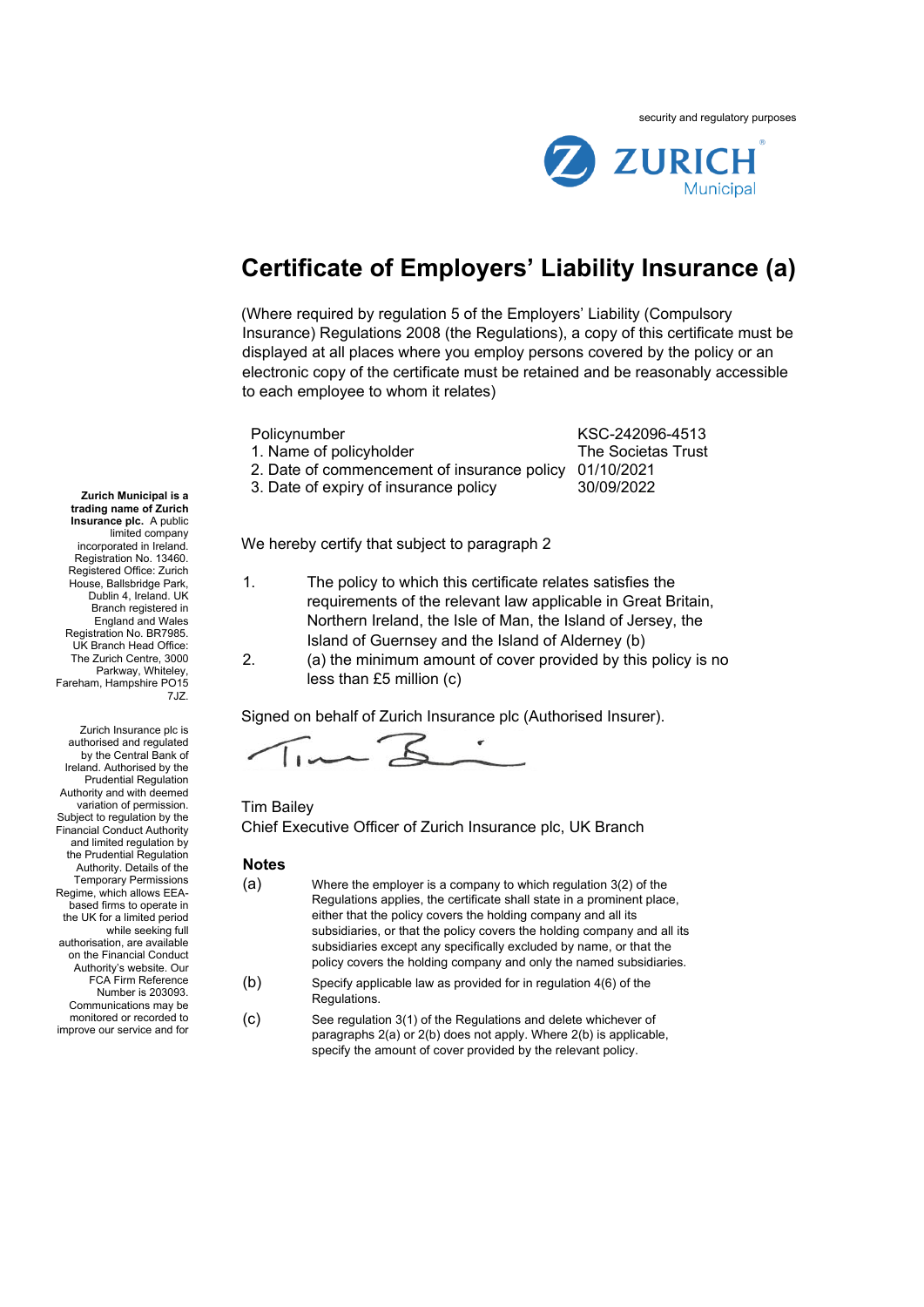security and regulatory purposes

# Certificate of Employers' Liability Insurance (a)

(Where required by regulation 5 of the Employers' Liability (Compulsory Insurance) Regulations 2008 (the Regulations), a copy of this certificate must be displayed at all places where you employ persons covered by the policy or an electronic copy of the certificate must be retained and be reasonably accessible to each employee to whom it relates)

| | |
|---|---|
| Policynumber | KSC-242096-4513 |
| 1. Name of policyholder | The Societas Trust |
| 2. Date of commencement of insurance policy | 01/10/2021 |
| 3. Date of expiry of insurance policy | 30/09/2022 |

We hereby certify that subject to paragraph 2

1. The policy to which this certificate relates satisfies the requirements of the relevant law applicable in Great Britain, Northern Ireland, the Isle of Man, the Island of Jersey, the Island of Guernsey and the Island of Alderney (b)
2. (a) the minimum amount of cover provided by this policy is no less than £5 million (c)

Signed on behalf of Zurich Insurance plc (Authorised Insurer).

Tim Bailey
Chief Executive Officer of Zurich Insurance plc, UK Branch

## Notes

(a) Where the employer is a company to which regulation 3(2) of the Regulations applies, the certificate shall state in a prominent place, either that the policy covers the holding company and all its subsidiaries, or that the policy covers the holding company and all its subsidiaries except any specifically excluded by name, or that the policy covers the holding company and only the named subsidiaries.

(b) Specify applicable law as provided for in regulation 4(6) of the Regulations.

(c) See regulation 3(1) of the Regulations and delete whichever of paragraphs 2(a) or 2(b) does not apply. Where 2(b) is applicable, specify the amount of cover provided by the relevant policy.

**Zurich Municipal is a trading name of Zurich Insurance plc.** A public limited company incorporated in Ireland. Registration No. 13460. Registered Office: Zurich House, Ballsbridge Park, Dublin 4, Ireland. UK Branch registered in England and Wales Registration No. BR7985. UK Branch Head Office: The Zurich Centre, 3000 Parkway, Whiteley, Fareham, Hampshire PO15 7JZ.

Zurich Insurance plc is authorised and regulated by the Central Bank of Ireland. Authorised by the Prudential Regulation Authority and with deemed variation of permission. Subject to regulation by the Financial Conduct Authority and limited regulation by the Prudential Regulation Authority. Details of the Temporary Permissions Regime, which allows EEA-based firms to operate in the UK for a limited period while seeking full authorisation, are available on the Financial Conduct Authority's website. Our FCA Firm Reference Number is 203093. Communications may be monitored or recorded to improve our service and for